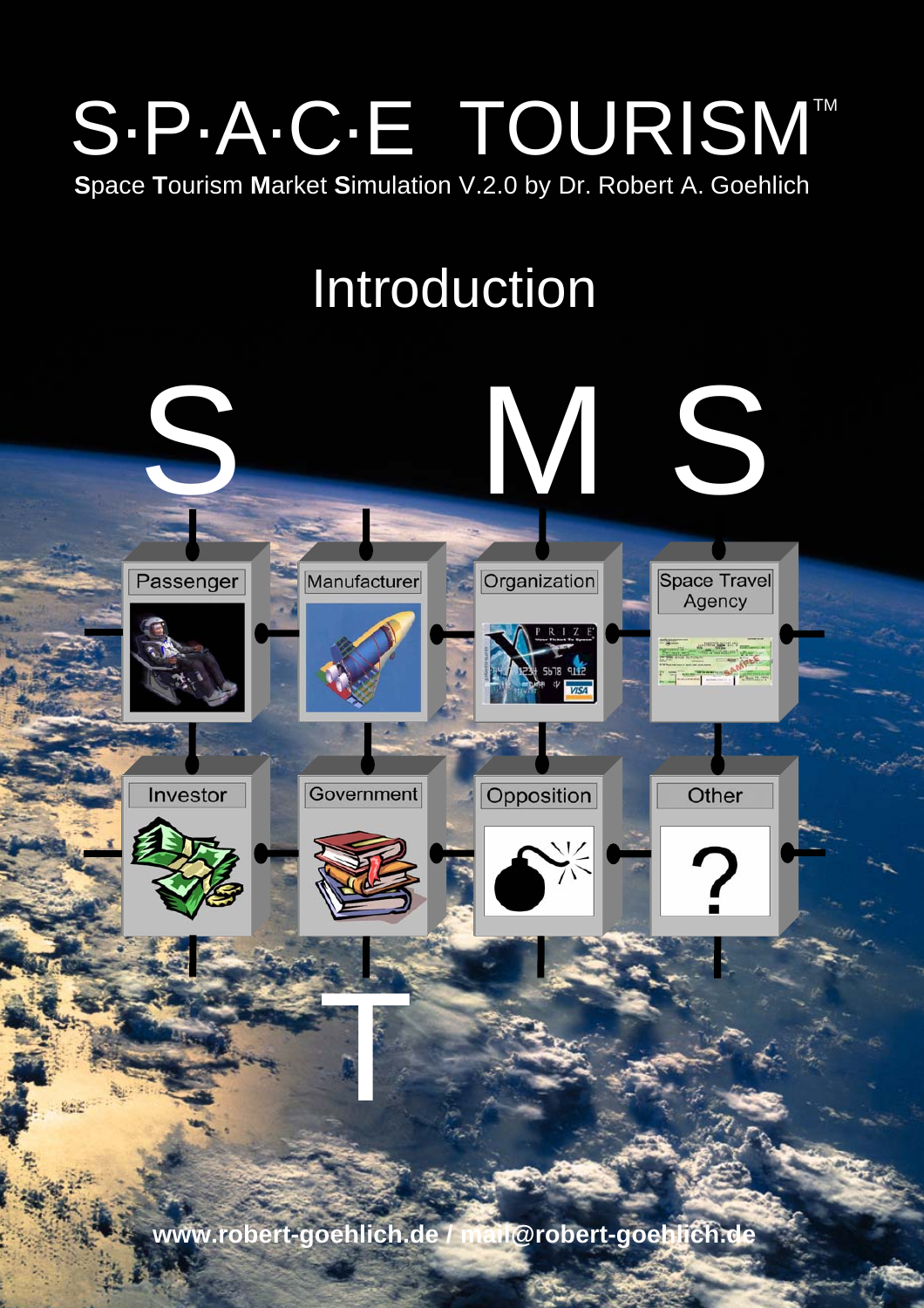# S·P·A·C·E TOURISM™

**S**pace **T**ourism **M**arket **S**imulation V.2.0 by Dr. Robert A. Goehlich

## Introduction

S T M S

Passenger, Manufacturer, Organization, Space Travel Agency

Investor, Government, Opposition, Other

**www.robert-goehlich.de / mail@robert-goehlich.de**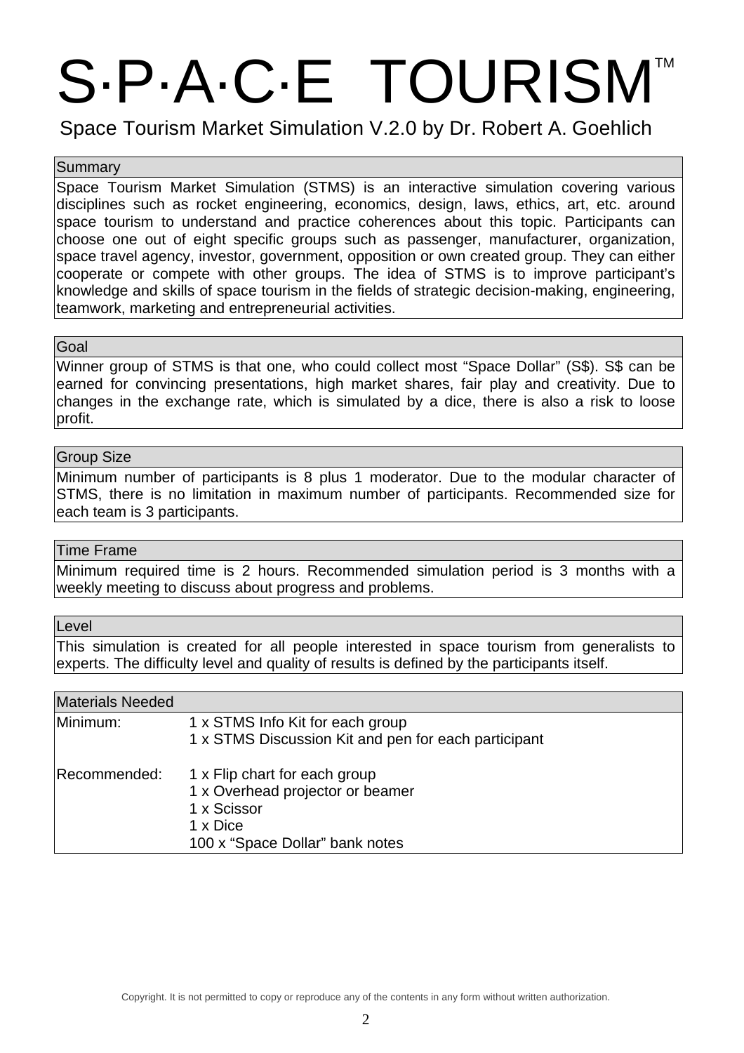# S·P·A·C·E TOURISM™

Space Tourism Market Simulation V.2.0 by Dr. Robert A. Goehlich

## Summary

Space Tourism Market Simulation (STMS) is an interactive simulation covering various disciplines such as rocket engineering, economics, design, laws, ethics, art, etc. around space tourism to understand and practice coherences about this topic. Participants can choose one out of eight specific groups such as passenger, manufacturer, organization, space travel agency, investor, government, opposition or own created group. They can either cooperate or compete with other groups. The idea of STMS is to improve participant's knowledge and skills of space tourism in the fields of strategic decision-making, engineering, teamwork, marketing and entrepreneurial activities.

## Goal

Winner group of STMS is that one, who could collect most "Space Dollar" (S$). S$ can be earned for convincing presentations, high market shares, fair play and creativity. Due to changes in the exchange rate, which is simulated by a dice, there is also a risk to loose profit.

## Group Size

Minimum number of participants is 8 plus 1 moderator. Due to the modular character of STMS, there is no limitation in maximum number of participants. Recommended size for each team is 3 participants.

## Time Frame

Minimum required time is 2 hours. Recommended simulation period is 3 months with a weekly meeting to discuss about progress and problems.

## Level

This simulation is created for all people interested in space tourism from generalists to experts. The difficulty level and quality of results is defined by the participants itself.

## Materials Needed

**Minimum:**
- 1 x STMS Info Kit for each group
- 1 x STMS Discussion Kit and pen for each participant

**Recommended:**
- 1 x Flip chart for each group
- 1 x Overhead projector or beamer
- 1 x Scissor
- 1 x Dice
- 100 x "Space Dollar" bank notes

Copyright. It is not permitted to copy or reproduce any of the contents in any form without written authorization.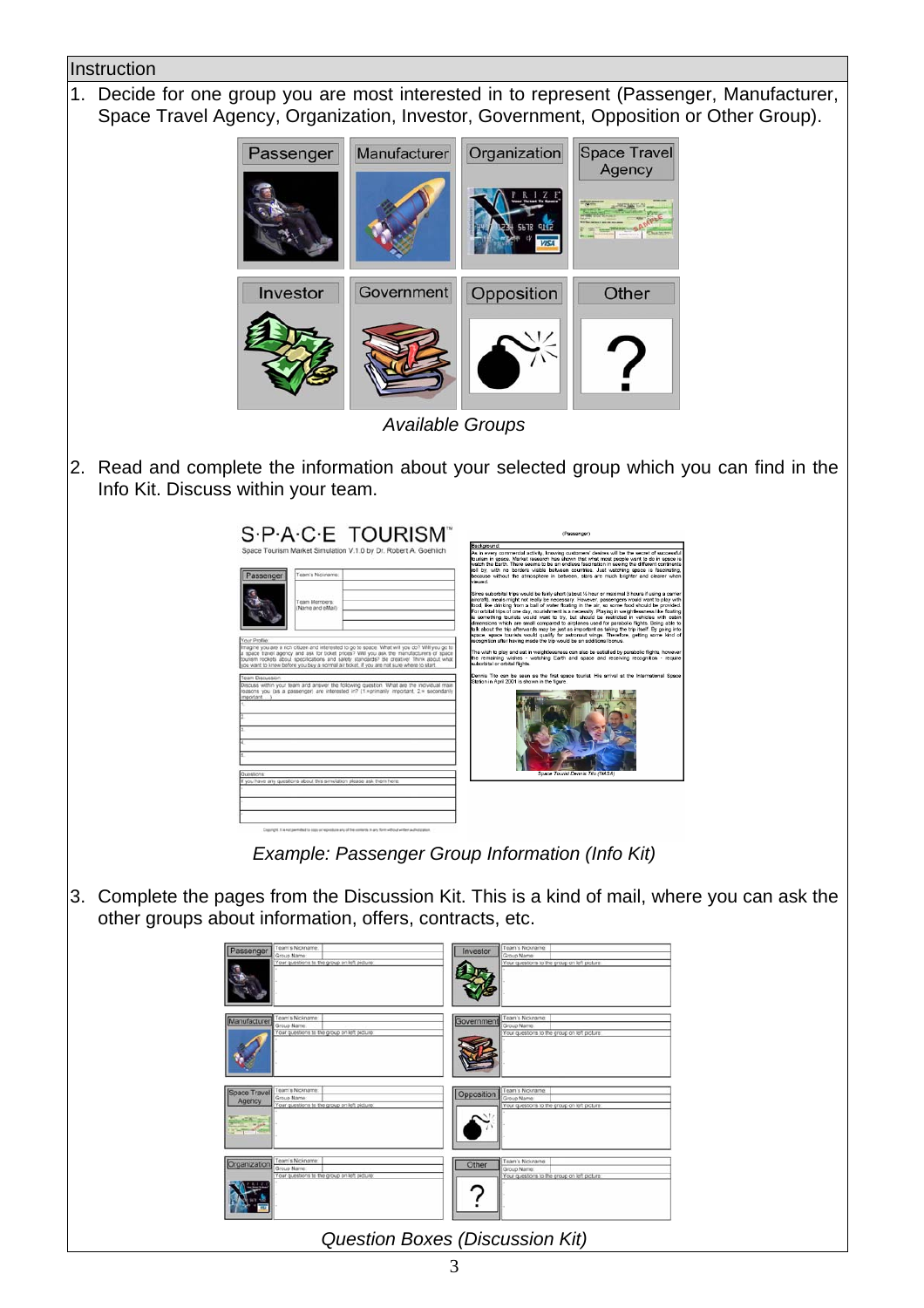Instruction

1. Decide for one group you are most interested in to represent (Passenger, Manufacturer, Space Travel Agency, Organization, Investor, Government, Opposition or Other Group).

*Available Groups*

2. Read and complete the information about your selected group which you can find in the Info Kit. Discuss within your team.

*Example: Passenger Group Information (Info Kit)*

3. Complete the pages from the Discussion Kit. This is a kind of mail, where you can ask the other groups about information, offers, contracts, etc.

*Question Boxes (Discussion Kit)*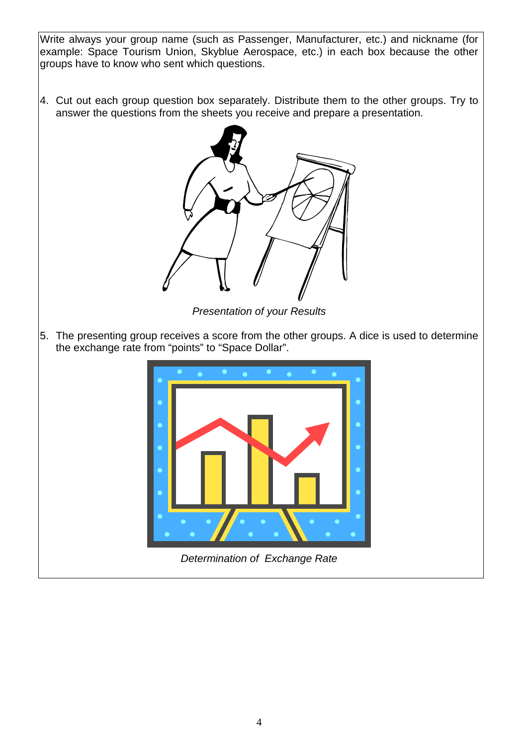Write always your group name (such as Passenger, Manufacturer, etc.) and nickname (for example: Space Tourism Union, Skyblue Aerospace, etc.) in each box because the other groups have to know who sent which questions.

4. Cut out each group question box separately. Distribute them to the other groups. Try to answer the questions from the sheets you receive and prepare a presentation.

*Presentation of your Results*

5. The presenting group receives a score from the other groups. A dice is used to determine the exchange rate from "points" to "Space Dollar".

*Determination of Exchange Rate*